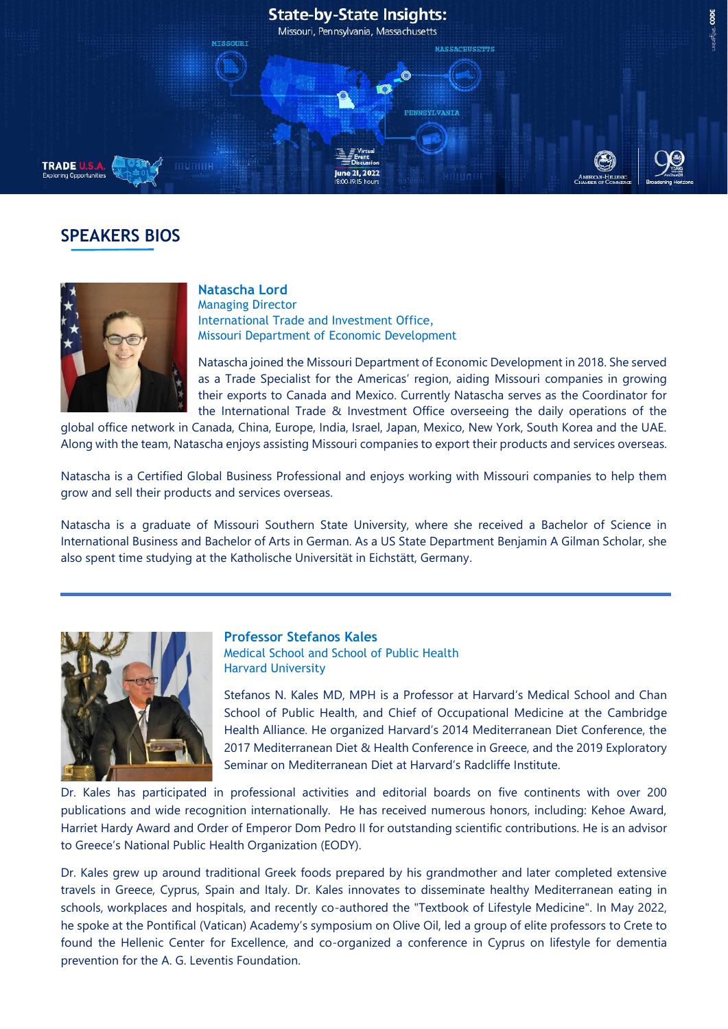# State-by-State Insights:

Missouri, Pennsylvania, Massachusetts

June 21, 2022
18:00-19:15 hours

## SPEAKERS BIOS

### Natascha Lord

Managing Director
International Trade and Investment Office,
Missouri Department of Economic Development

Natascha joined the Missouri Department of Economic Development in 2018. She served as a Trade Specialist for the Americas' region, aiding Missouri companies in growing their exports to Canada and Mexico. Currently Natascha serves as the Coordinator for the International Trade & Investment Office overseeing the daily operations of the global office network in Canada, China, Europe, India, Israel, Japan, Mexico, New York, South Korea and the UAE. Along with the team, Natascha enjoys assisting Missouri companies to export their products and services overseas.

Natascha is a Certified Global Business Professional and enjoys working with Missouri companies to help them grow and sell their products and services overseas.

Natascha is a graduate of Missouri Southern State University, where she received a Bachelor of Science in International Business and Bachelor of Arts in German. As a US State Department Benjamin A Gilman Scholar, she also spent time studying at the Katholische Universität in Eichstätt, Germany.

---

### Professor Stefanos Kales

Medical School and School of Public Health
Harvard University

Stefanos N. Kales MD, MPH is a Professor at Harvard's Medical School and Chan School of Public Health, and Chief of Occupational Medicine at the Cambridge Health Alliance. He organized Harvard's 2014 Mediterranean Diet Conference, the 2017 Mediterranean Diet & Health Conference in Greece, and the 2019 Exploratory Seminar on Mediterranean Diet at Harvard's Radcliffe Institute.

Dr. Kales has participated in professional activities and editorial boards on five continents with over 200 publications and wide recognition internationally. He has received numerous honors, including: Kehoe Award, Harriet Hardy Award and Order of Emperor Dom Pedro II for outstanding scientific contributions. He is an advisor to Greece's National Public Health Organization (EODY).

Dr. Kales grew up around traditional Greek foods prepared by his grandmother and later completed extensive travels in Greece, Cyprus, Spain and Italy. Dr. Kales innovates to disseminate healthy Mediterranean eating in schools, workplaces and hospitals, and recently co-authored the "Textbook of Lifestyle Medicine". In May 2022, he spoke at the Pontifical (Vatican) Academy's symposium on Olive Oil, led a group of elite professors to Crete to found the Hellenic Center for Excellence, and co-organized a conference in Cyprus on lifestyle for dementia prevention for the A. G. Leventis Foundation.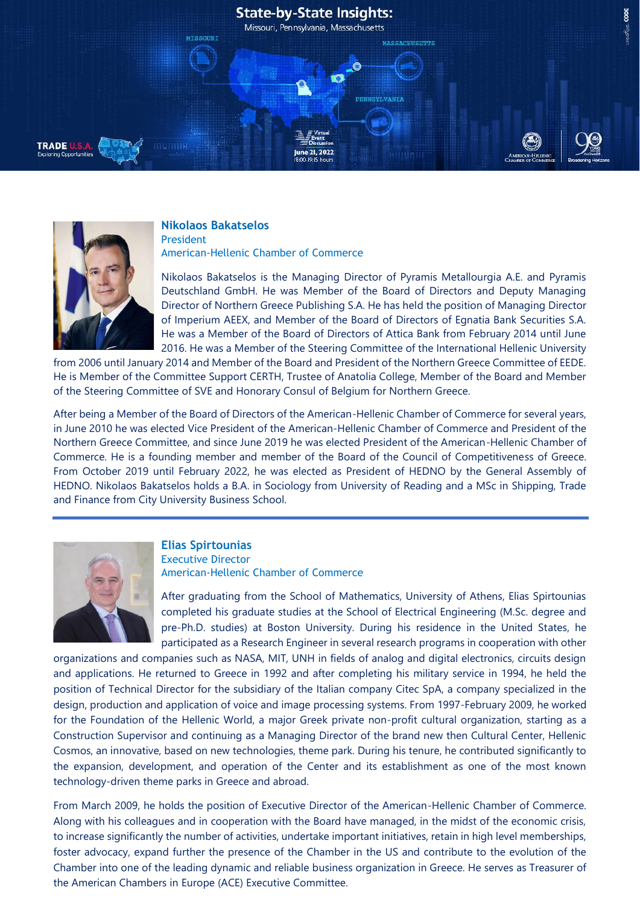# State-by-State Insights:

Missouri, Pennsylvania, Massachusetts

Virtual Event Discussion

June 21, 2022
18:00-19:15 hours

### Nikolaos Bakatselos
President
American-Hellenic Chamber of Commerce

Nikolaos Bakatselos is the Managing Director of Pyramis Metallourgia A.E. and Pyramis Deutschland GmbH. He was Member of the Board of Directors and Deputy Managing Director of Northern Greece Publishing S.A. He has held the position of Managing Director of Imperium AEEX, and Member of the Board of Directors of Egnatia Bank Securities S.A. He was a Member of the Board of Directors of Attica Bank from February 2014 until June 2016. He was a Member of the Steering Committee of the International Hellenic University from 2006 until January 2014 and Member of the Board and President of the Northern Greece Committee of EEDE. He is Member of the Committee Support CERTH, Trustee of Anatolia College, Member of the Board and Member of the Steering Committee of SVE and Honorary Consul of Belgium for Northern Greece.

After being a Member of the Board of Directors of the American-Hellenic Chamber of Commerce for several years, in June 2010 he was elected Vice President of the American-Hellenic Chamber of Commerce and President of the Northern Greece Committee, and since June 2019 he was elected President of the American-Hellenic Chamber of Commerce. He is a founding member and member of the Board of the Council of Competitiveness of Greece. From October 2019 until February 2022, he was elected as President of HEDNO by the General Assembly of HEDNO. Nikolaos Bakatselos holds a B.A. in Sociology from University of Reading and a MSc in Shipping, Trade and Finance from City University Business School.

---

### Elias Spirtounias
Executive Director
American-Hellenic Chamber of Commerce

After graduating from the School of Mathematics, University of Athens, Elias Spirtounias completed his graduate studies at the School of Electrical Engineering (M.Sc. degree and pre-Ph.D. studies) at Boston University. During his residence in the United States, he participated as a Research Engineer in several research programs in cooperation with other organizations and companies such as NASA, MIT, UNH in fields of analog and digital electronics, circuits design and applications. He returned to Greece in 1992 and after completing his military service in 1994, he held the position of Technical Director for the subsidiary of the Italian company Citec SpA, a company specialized in the design, production and application of voice and image processing systems. From 1997-February 2009, he worked for the Foundation of the Hellenic World, a major Greek private non-profit cultural organization, starting as a Construction Supervisor and continuing as a Managing Director of the brand new then Cultural Center, Hellenic Cosmos, an innovative, based on new technologies, theme park. During his tenure, he contributed significantly to the expansion, development, and operation of the Center and its establishment as one of the most known technology-driven theme parks in Greece and abroad.

From March 2009, he holds the position of Executive Director of the American-Hellenic Chamber of Commerce. Along with his colleagues and in cooperation with the Board have managed, in the midst of the economic crisis, to increase significantly the number of activities, undertake important initiatives, retain in high level memberships, foster advocacy, expand further the presence of the Chamber in the US and contribute to the evolution of the Chamber into one of the leading dynamic and reliable business organization in Greece. He serves as Treasurer of the American Chambers in Europe (ACE) Executive Committee.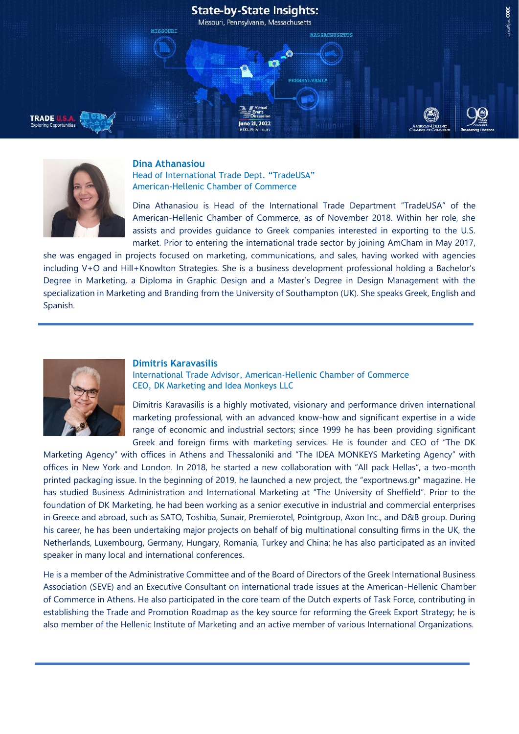# State-by-State Insights:

Missouri, Pennsylvania, Massachusetts

MISSOURI

MASSACHUSETTS

PENNSYLVANIA

TRADE U.S.A. Exploring Opportunities

Virtual Event Discussion
June 21, 2022
18:00-19:15 hours

American-Hellenic Chamber of Commerce

90 Years AmCham GR Broadening Horizons

### Dina Athanasiou

Head of International Trade Dept. "TradeUSA"
American-Hellenic Chamber of Commerce

Dina Athanasiou is Head of the International Trade Department "TradeUSA" of the American-Hellenic Chamber of Commerce, as of November 2018. Within her role, she assists and provides guidance to Greek companies interested in exporting to the U.S. market. Prior to entering the international trade sector by joining AmCham in May 2017, she was engaged in projects focused on marketing, communications, and sales, having worked with agencies including V+O and Hill+Knowlton Strategies. She is a business development professional holding a Bachelor's Degree in Marketing, a Diploma in Graphic Design and a Master's Degree in Design Management with the specialization in Marketing and Branding from the University of Southampton (UK). She speaks Greek, English and Spanish.

---

### Dimitris Karavasilis

International Trade Advisor, American-Hellenic Chamber of Commerce
CEO, DK Marketing and Idea Monkeys LLC

Dimitris Karavasilis is a highly motivated, visionary and performance driven international marketing professional, with an advanced know-how and significant expertise in a wide range of economic and industrial sectors; since 1999 he has been providing significant Greek and foreign firms with marketing services. He is founder and CEO of "The DK Marketing Agency" with offices in Athens and Thessaloniki and "The IDEA MONKEYS Marketing Agency" with offices in New York and London. In 2018, he started a new collaboration with "All pack Hellas", a two-month printed packaging issue. In the beginning of 2019, he launched a new project, the "exportnews.gr" magazine. He has studied Business Administration and International Marketing at "The University of Sheffield". Prior to the foundation of DK Marketing, he had been working as a senior executive in industrial and commercial enterprises in Greece and abroad, such as SATO, Toshiba, Sunair, Premierotel, Pointgroup, Axon Inc., and D&B group. During his career, he has been undertaking major projects on behalf of big multinational consulting firms in the UK, the Netherlands, Luxembourg, Germany, Hungary, Romania, Turkey and China; he has also participated as an invited speaker in many local and international conferences.

He is a member of the Administrative Committee and of the Board of Directors of the Greek International Business Association (SEVE) and an Executive Consultant on international trade issues at the American-Hellenic Chamber of Commerce in Athens. He also participated in the core team of the Dutch experts of Task Force, contributing in establishing the Trade and Promotion Roadmap as the key source for reforming the Greek Export Strategy; he is also member of the Hellenic Institute of Marketing and an active member of various International Organizations.

---